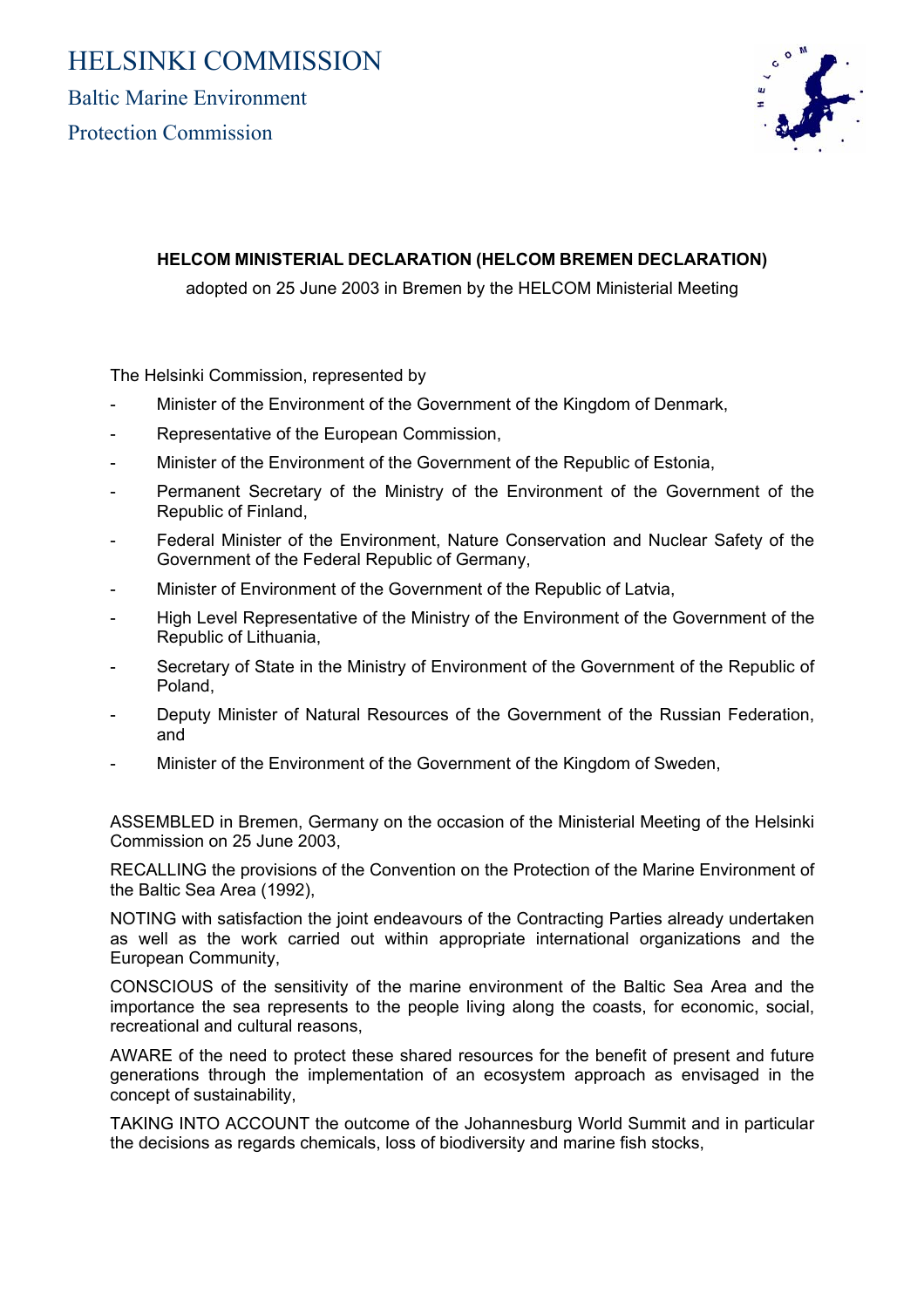# HELSINKI COMMISSION

Baltic Marine Environment

Protection Commission

**HELCOM MINISTERIAL DECLARATION (HELCOM BREMEN DECLARATION)**

adopted on 25 June 2003 in Bremen by the HELCOM Ministerial Meeting

The Helsinki Commission, represented by

- Minister of the Environment of the Government of the Kingdom of Denmark,
- Representative of the European Commission,
- Minister of the Environment of the Government of the Republic of Estonia,
- Permanent Secretary of the Ministry of the Environment of the Government of the Republic of Finland,
- Federal Minister of the Environment, Nature Conservation and Nuclear Safety of the Government of the Federal Republic of Germany,
- Minister of Environment of the Government of the Republic of Latvia,
- High Level Representative of the Ministry of the Environment of the Government of the Republic of Lithuania,
- Secretary of State in the Ministry of Environment of the Government of the Republic of Poland,
- Deputy Minister of Natural Resources of the Government of the Russian Federation, and
- Minister of the Environment of the Government of the Kingdom of Sweden,

ASSEMBLED in Bremen, Germany on the occasion of the Ministerial Meeting of the Helsinki Commission on 25 June 2003,

RECALLING the provisions of the Convention on the Protection of the Marine Environment of the Baltic Sea Area (1992),

NOTING with satisfaction the joint endeavours of the Contracting Parties already undertaken as well as the work carried out within appropriate international organizations and the European Community,

CONSCIOUS of the sensitivity of the marine environment of the Baltic Sea Area and the importance the sea represents to the people living along the coasts, for economic, social, recreational and cultural reasons,

AWARE of the need to protect these shared resources for the benefit of present and future generations through the implementation of an ecosystem approach as envisaged in the concept of sustainability,

TAKING INTO ACCOUNT the outcome of the Johannesburg World Summit and in particular the decisions as regards chemicals, loss of biodiversity and marine fish stocks,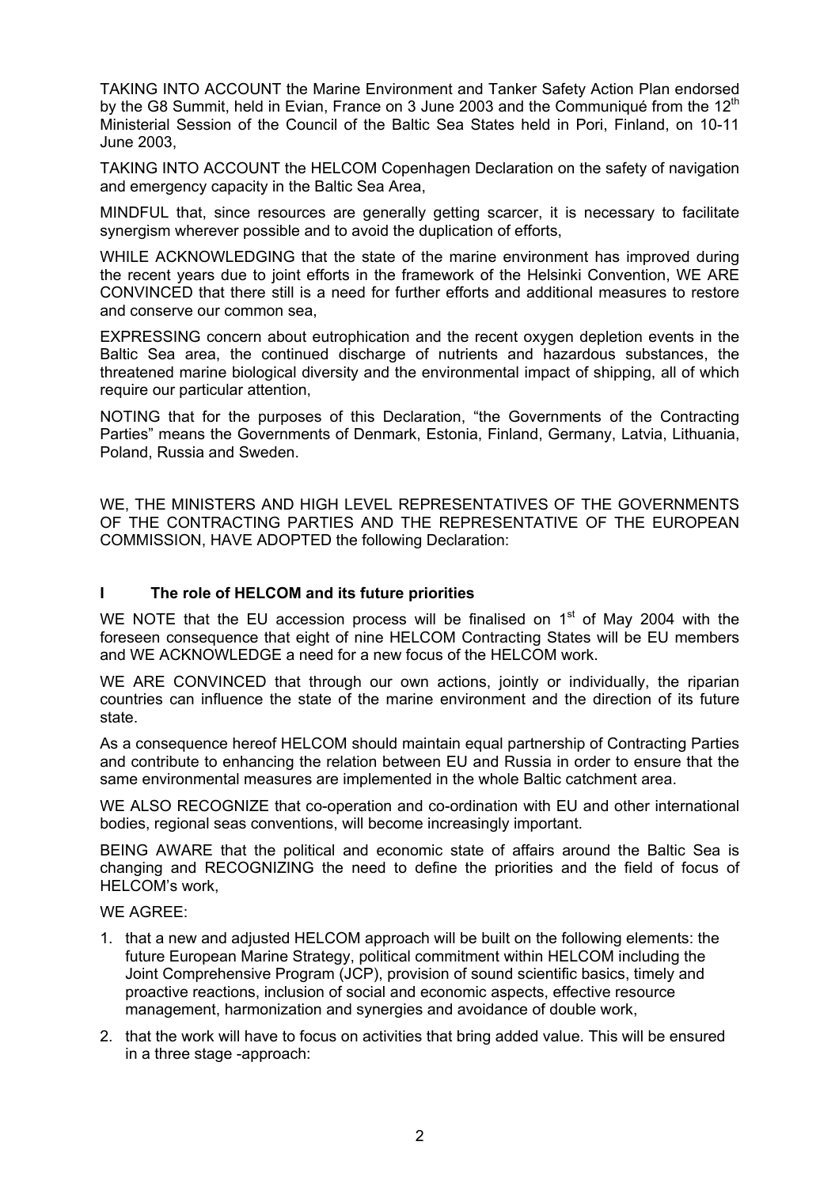TAKING INTO ACCOUNT the Marine Environment and Tanker Safety Action Plan endorsed by the G8 Summit, held in Evian, France on 3 June 2003 and the Communiqué from the 12th Ministerial Session of the Council of the Baltic Sea States held in Pori, Finland, on 10-11 June 2003,

TAKING INTO ACCOUNT the HELCOM Copenhagen Declaration on the safety of navigation and emergency capacity in the Baltic Sea Area,

MINDFUL that, since resources are generally getting scarcer, it is necessary to facilitate synergism wherever possible and to avoid the duplication of efforts,

WHILE ACKNOWLEDGING that the state of the marine environment has improved during the recent years due to joint efforts in the framework of the Helsinki Convention, WE ARE CONVINCED that there still is a need for further efforts and additional measures to restore and conserve our common sea,

EXPRESSING concern about eutrophication and the recent oxygen depletion events in the Baltic Sea area, the continued discharge of nutrients and hazardous substances, the threatened marine biological diversity and the environmental impact of shipping, all of which require our particular attention,

NOTING that for the purposes of this Declaration, "the Governments of the Contracting Parties" means the Governments of Denmark, Estonia, Finland, Germany, Latvia, Lithuania, Poland, Russia and Sweden.

WE, THE MINISTERS AND HIGH LEVEL REPRESENTATIVES OF THE GOVERNMENTS OF THE CONTRACTING PARTIES AND THE REPRESENTATIVE OF THE EUROPEAN COMMISSION, HAVE ADOPTED the following Declaration:

## I The role of HELCOM and its future priorities

WE NOTE that the EU accession process will be finalised on 1st of May 2004 with the foreseen consequence that eight of nine HELCOM Contracting States will be EU members and WE ACKNOWLEDGE a need for a new focus of the HELCOM work.

WE ARE CONVINCED that through our own actions, jointly or individually, the riparian countries can influence the state of the marine environment and the direction of its future state.

As a consequence hereof HELCOM should maintain equal partnership of Contracting Parties and contribute to enhancing the relation between EU and Russia in order to ensure that the same environmental measures are implemented in the whole Baltic catchment area.

WE ALSO RECOGNIZE that co-operation and co-ordination with EU and other international bodies, regional seas conventions, will become increasingly important.

BEING AWARE that the political and economic state of affairs around the Baltic Sea is changing and RECOGNIZING the need to define the priorities and the field of focus of HELCOM's work,

WE AGREE:

1. that a new and adjusted HELCOM approach will be built on the following elements: the future European Marine Strategy, political commitment within HELCOM including the Joint Comprehensive Program (JCP), provision of sound scientific basics, timely and proactive reactions, inclusion of social and economic aspects, effective resource management, harmonization and synergies and avoidance of double work,
2. that the work will have to focus on activities that bring added value. This will be ensured in a three stage -approach: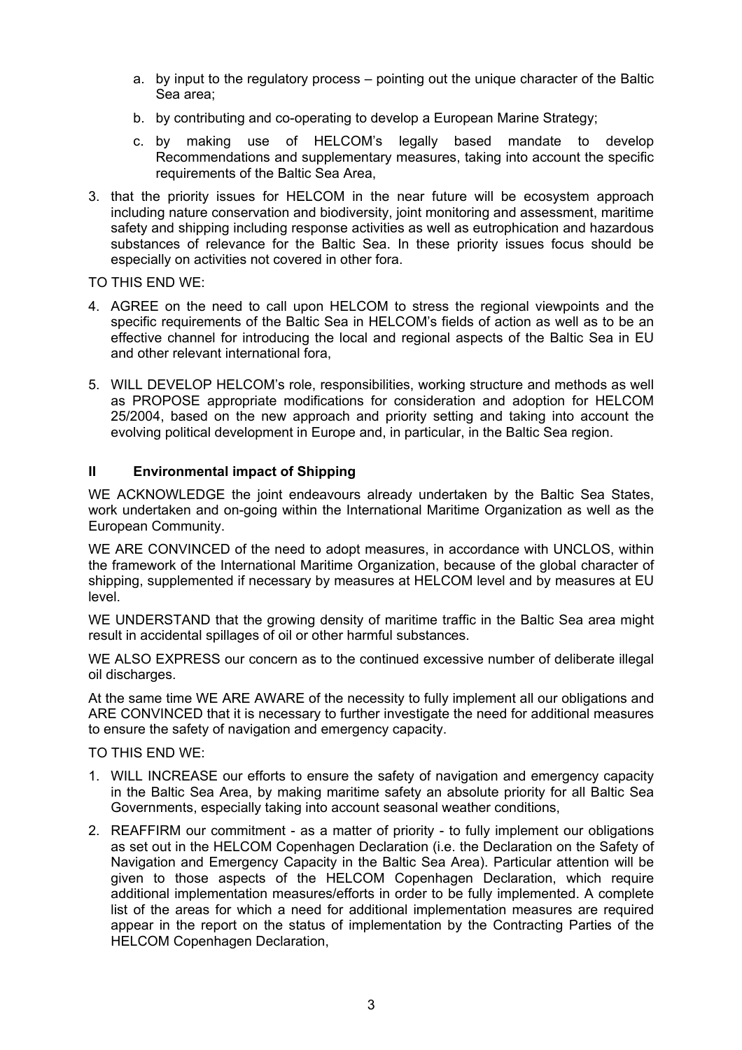a. by input to the regulatory process – pointing out the unique character of the Baltic Sea area;

   b. by contributing and co-operating to develop a European Marine Strategy;

   c. by making use of HELCOM's legally based mandate to develop Recommendations and supplementary measures, taking into account the specific requirements of the Baltic Sea Area,

3. that the priority issues for HELCOM in the near future will be ecosystem approach including nature conservation and biodiversity, joint monitoring and assessment, maritime safety and shipping including response activities as well as eutrophication and hazardous substances of relevance for the Baltic Sea. In these priority issues focus should be especially on activities not covered in other fora.

TO THIS END WE:

4. AGREE on the need to call upon HELCOM to stress the regional viewpoints and the specific requirements of the Baltic Sea in HELCOM's fields of action as well as to be an effective channel for introducing the local and regional aspects of the Baltic Sea in EU and other relevant international fora,

5. WILL DEVELOP HELCOM's role, responsibilities, working structure and methods as well as PROPOSE appropriate modifications for consideration and adoption for HELCOM 25/2004, based on the new approach and priority setting and taking into account the evolving political development in Europe and, in particular, in the Baltic Sea region.

## II Environmental impact of Shipping

WE ACKNOWLEDGE the joint endeavours already undertaken by the Baltic Sea States, work undertaken and on-going within the International Maritime Organization as well as the European Community.

WE ARE CONVINCED of the need to adopt measures, in accordance with UNCLOS, within the framework of the International Maritime Organization, because of the global character of shipping, supplemented if necessary by measures at HELCOM level and by measures at EU level.

WE UNDERSTAND that the growing density of maritime traffic in the Baltic Sea area might result in accidental spillages of oil or other harmful substances.

WE ALSO EXPRESS our concern as to the continued excessive number of deliberate illegal oil discharges.

At the same time WE ARE AWARE of the necessity to fully implement all our obligations and ARE CONVINCED that it is necessary to further investigate the need for additional measures to ensure the safety of navigation and emergency capacity.

TO THIS END WE:

1. WILL INCREASE our efforts to ensure the safety of navigation and emergency capacity in the Baltic Sea Area, by making maritime safety an absolute priority for all Baltic Sea Governments, especially taking into account seasonal weather conditions,

2. REAFFIRM our commitment - as a matter of priority - to fully implement our obligations as set out in the HELCOM Copenhagen Declaration (i.e. the Declaration on the Safety of Navigation and Emergency Capacity in the Baltic Sea Area). Particular attention will be given to those aspects of the HELCOM Copenhagen Declaration, which require additional implementation measures/efforts in order to be fully implemented. A complete list of the areas for which a need for additional implementation measures are required appear in the report on the status of implementation by the Contracting Parties of the HELCOM Copenhagen Declaration,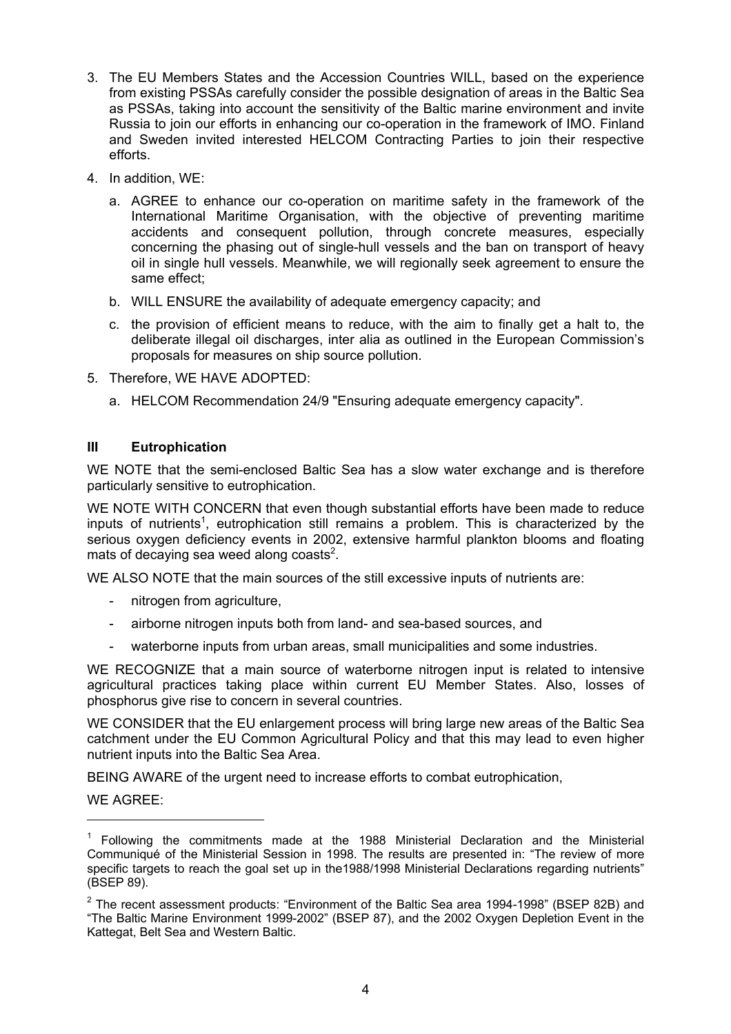3. The EU Members States and the Accession Countries WILL, based on the experience from existing PSSAs carefully consider the possible designation of areas in the Baltic Sea as PSSAs, taking into account the sensitivity of the Baltic marine environment and invite Russia to join our efforts in enhancing our co-operation in the framework of IMO. Finland and Sweden invited interested HELCOM Contracting Parties to join their respective efforts.

4. In addition, WE:

   a. AGREE to enhance our co-operation on maritime safety in the framework of the International Maritime Organisation, with the objective of preventing maritime accidents and consequent pollution, through concrete measures, especially concerning the phasing out of single-hull vessels and the ban on transport of heavy oil in single hull vessels. Meanwhile, we will regionally seek agreement to ensure the same effect;

   b. WILL ENSURE the availability of adequate emergency capacity; and

   c. the provision of efficient means to reduce, with the aim to finally get a halt to, the deliberate illegal oil discharges, inter alia as outlined in the European Commission's proposals for measures on ship source pollution.

5. Therefore, WE HAVE ADOPTED:

   a. HELCOM Recommendation 24/9 "Ensuring adequate emergency capacity".

## III Eutrophication

WE NOTE that the semi-enclosed Baltic Sea has a slow water exchange and is therefore particularly sensitive to eutrophication.

WE NOTE WITH CONCERN that even though substantial efforts have been made to reduce inputs of nutrients[1], eutrophication still remains a problem. This is characterized by the serious oxygen deficiency events in 2002, extensive harmful plankton blooms and floating mats of decaying sea weed along coasts[2].

WE ALSO NOTE that the main sources of the still excessive inputs of nutrients are:

- nitrogen from agriculture,
- airborne nitrogen inputs both from land- and sea-based sources, and
- waterborne inputs from urban areas, small municipalities and some industries.

WE RECOGNIZE that a main source of waterborne nitrogen input is related to intensive agricultural practices taking place within current EU Member States. Also, losses of phosphorus give rise to concern in several countries.

WE CONSIDER that the EU enlargement process will bring large new areas of the Baltic Sea catchment under the EU Common Agricultural Policy and that this may lead to even higher nutrient inputs into the Baltic Sea Area.

BEING AWARE of the urgent need to increase efforts to combat eutrophication,

WE AGREE:

---

[1] Following the commitments made at the 1988 Ministerial Declaration and the Ministerial Communiqué of the Ministerial Session in 1998. The results are presented in: "The review of more specific targets to reach the goal set up in the1988/1998 Ministerial Declarations regarding nutrients" (BSEP 89).

[2] The recent assessment products: "Environment of the Baltic Sea area 1994-1998" (BSEP 82B) and "The Baltic Marine Environment 1999-2002" (BSEP 87), and the 2002 Oxygen Depletion Event in the Kattegat, Belt Sea and Western Baltic.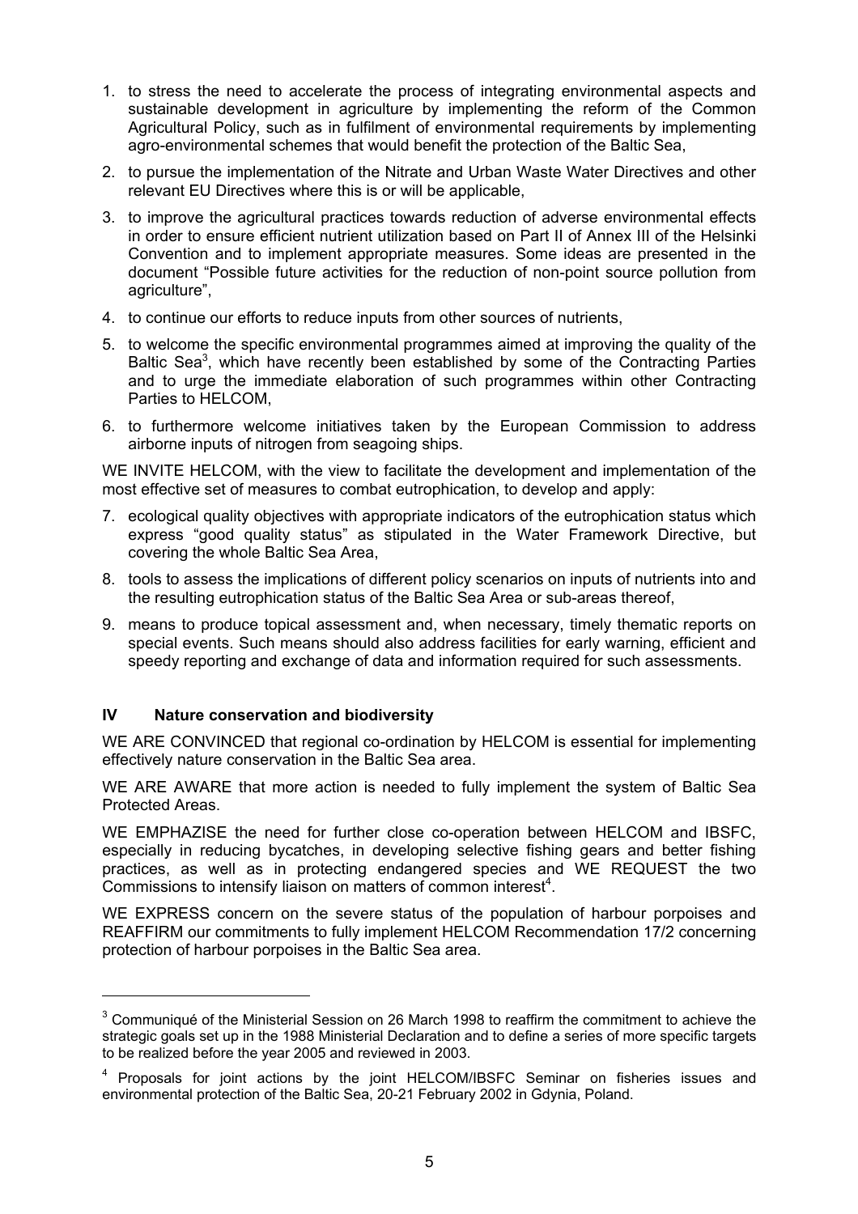1. to stress the need to accelerate the process of integrating environmental aspects and sustainable development in agriculture by implementing the reform of the Common Agricultural Policy, such as in fulfilment of environmental requirements by implementing agro-environmental schemes that would benefit the protection of the Baltic Sea,
2. to pursue the implementation of the Nitrate and Urban Waste Water Directives and other relevant EU Directives where this is or will be applicable,
3. to improve the agricultural practices towards reduction of adverse environmental effects in order to ensure efficient nutrient utilization based on Part II of Annex III of the Helsinki Convention and to implement appropriate measures. Some ideas are presented in the document "Possible future activities for the reduction of non-point source pollution from agriculture",
4. to continue our efforts to reduce inputs from other sources of nutrients,
5. to welcome the specific environmental programmes aimed at improving the quality of the Baltic Sea[3], which have recently been established by some of the Contracting Parties and to urge the immediate elaboration of such programmes within other Contracting Parties to HELCOM,
6. to furthermore welcome initiatives taken by the European Commission to address airborne inputs of nitrogen from seagoing ships.

WE INVITE HELCOM, with the view to facilitate the development and implementation of the most effective set of measures to combat eutrophication, to develop and apply:

7. ecological quality objectives with appropriate indicators of the eutrophication status which express "good quality status" as stipulated in the Water Framework Directive, but covering the whole Baltic Sea Area,
8. tools to assess the implications of different policy scenarios on inputs of nutrients into and the resulting eutrophication status of the Baltic Sea Area or sub-areas thereof,
9. means to produce topical assessment and, when necessary, timely thematic reports on special events. Such means should also address facilities for early warning, efficient and speedy reporting and exchange of data and information required for such assessments.

## IV Nature conservation and biodiversity

WE ARE CONVINCED that regional co-ordination by HELCOM is essential for implementing effectively nature conservation in the Baltic Sea area.

WE ARE AWARE that more action is needed to fully implement the system of Baltic Sea Protected Areas.

WE EMPHAZISE the need for further close co-operation between HELCOM and IBSFC, especially in reducing bycatches, in developing selective fishing gears and better fishing practices, as well as in protecting endangered species and WE REQUEST the two Commissions to intensify liaison on matters of common interest[4].

WE EXPRESS concern on the severe status of the population of harbour porpoises and REAFFIRM our commitments to fully implement HELCOM Recommendation 17/2 concerning protection of harbour porpoises in the Baltic Sea area.

---

[3] Communiqué of the Ministerial Session on 26 March 1998 to reaffirm the commitment to achieve the strategic goals set up in the 1988 Ministerial Declaration and to define a series of more specific targets to be realized before the year 2005 and reviewed in 2003.

[4] Proposals for joint actions by the joint HELCOM/IBSFC Seminar on fisheries issues and environmental protection of the Baltic Sea, 20-21 February 2002 in Gdynia, Poland.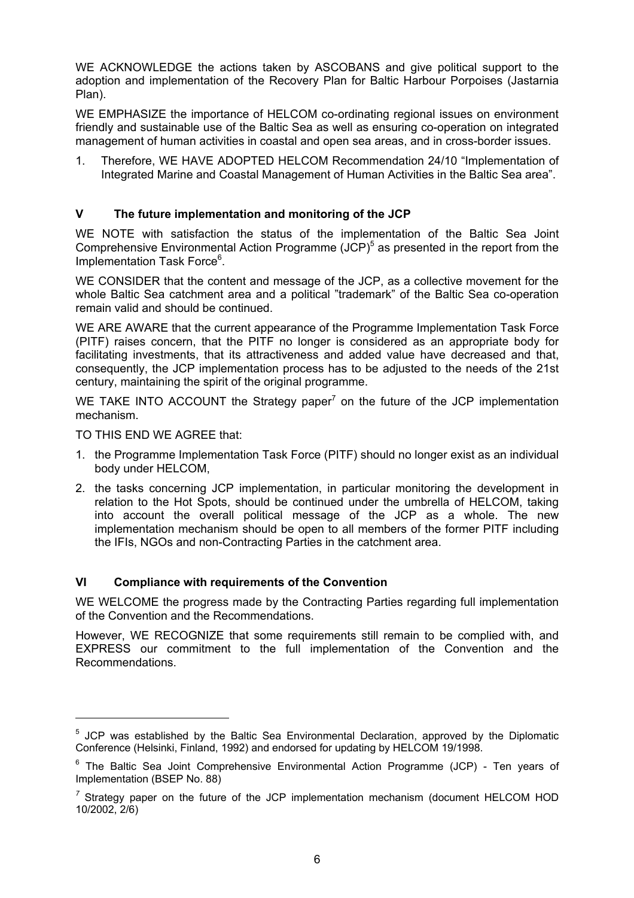WE ACKNOWLEDGE the actions taken by ASCOBANS and give political support to the adoption and implementation of the Recovery Plan for Baltic Harbour Porpoises (Jastarnia Plan).

WE EMPHASIZE the importance of HELCOM co-ordinating regional issues on environment friendly and sustainable use of the Baltic Sea as well as ensuring co-operation on integrated management of human activities in coastal and open sea areas, and in cross-border issues.

1. Therefore, WE HAVE ADOPTED HELCOM Recommendation 24/10 "Implementation of Integrated Marine and Coastal Management of Human Activities in the Baltic Sea area".

## V The future implementation and monitoring of the JCP

WE NOTE with satisfaction the status of the implementation of the Baltic Sea Joint Comprehensive Environmental Action Programme (JCP)[5] as presented in the report from the Implementation Task Force[6].

WE CONSIDER that the content and message of the JCP, as a collective movement for the whole Baltic Sea catchment area and a political "trademark" of the Baltic Sea co-operation remain valid and should be continued.

WE ARE AWARE that the current appearance of the Programme Implementation Task Force (PITF) raises concern, that the PITF no longer is considered as an appropriate body for facilitating investments, that its attractiveness and added value have decreased and that, consequently, the JCP implementation process has to be adjusted to the needs of the 21st century, maintaining the spirit of the original programme.

WE TAKE INTO ACCOUNT the Strategy paper[7] on the future of the JCP implementation mechanism.

TO THIS END WE AGREE that:

1. the Programme Implementation Task Force (PITF) should no longer exist as an individual body under HELCOM,
2. the tasks concerning JCP implementation, in particular monitoring the development in relation to the Hot Spots, should be continued under the umbrella of HELCOM, taking into account the overall political message of the JCP as a whole. The new implementation mechanism should be open to all members of the former PITF including the IFIs, NGOs and non-Contracting Parties in the catchment area.

## VI Compliance with requirements of the Convention

WE WELCOME the progress made by the Contracting Parties regarding full implementation of the Convention and the Recommendations.

However, WE RECOGNIZE that some requirements still remain to be complied with, and EXPRESS our commitment to the full implementation of the Convention and the Recommendations.

---

[5] JCP was established by the Baltic Sea Environmental Declaration, approved by the Diplomatic Conference (Helsinki, Finland, 1992) and endorsed for updating by HELCOM 19/1998.

[6] The Baltic Sea Joint Comprehensive Environmental Action Programme (JCP) - Ten years of Implementation (BSEP No. 88)

[7] Strategy paper on the future of the JCP implementation mechanism (document HELCOM HOD 10/2002, 2/6)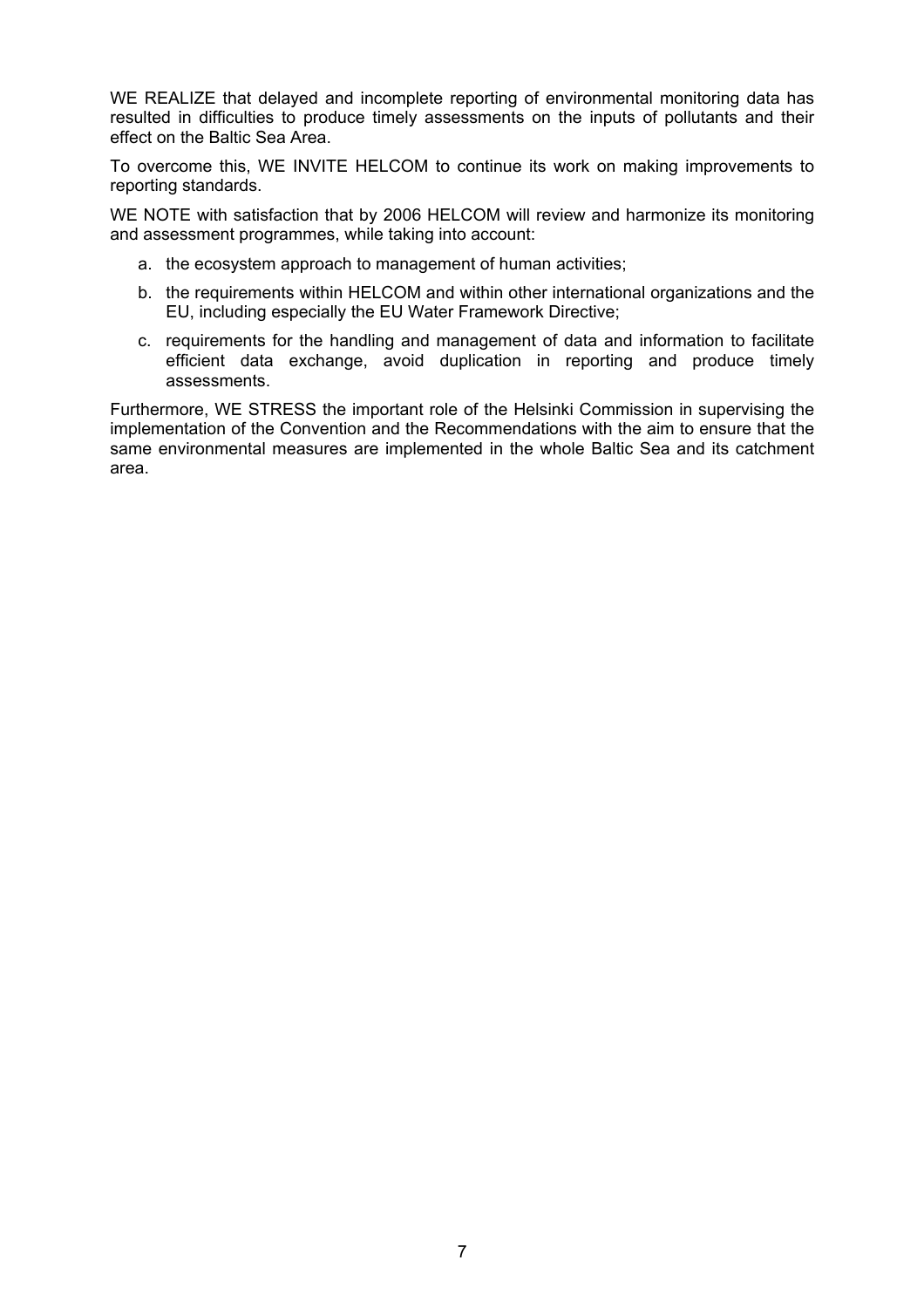WE REALIZE that delayed and incomplete reporting of environmental monitoring data has resulted in difficulties to produce timely assessments on the inputs of pollutants and their effect on the Baltic Sea Area.

To overcome this, WE INVITE HELCOM to continue its work on making improvements to reporting standards.

WE NOTE with satisfaction that by 2006 HELCOM will review and harmonize its monitoring and assessment programmes, while taking into account:

a. the ecosystem approach to management of human activities;
b. the requirements within HELCOM and within other international organizations and the EU, including especially the EU Water Framework Directive;
c. requirements for the handling and management of data and information to facilitate efficient data exchange, avoid duplication in reporting and produce timely assessments.

Furthermore, WE STRESS the important role of the Helsinki Commission in supervising the implementation of the Convention and the Recommendations with the aim to ensure that the same environmental measures are implemented in the whole Baltic Sea and its catchment area.